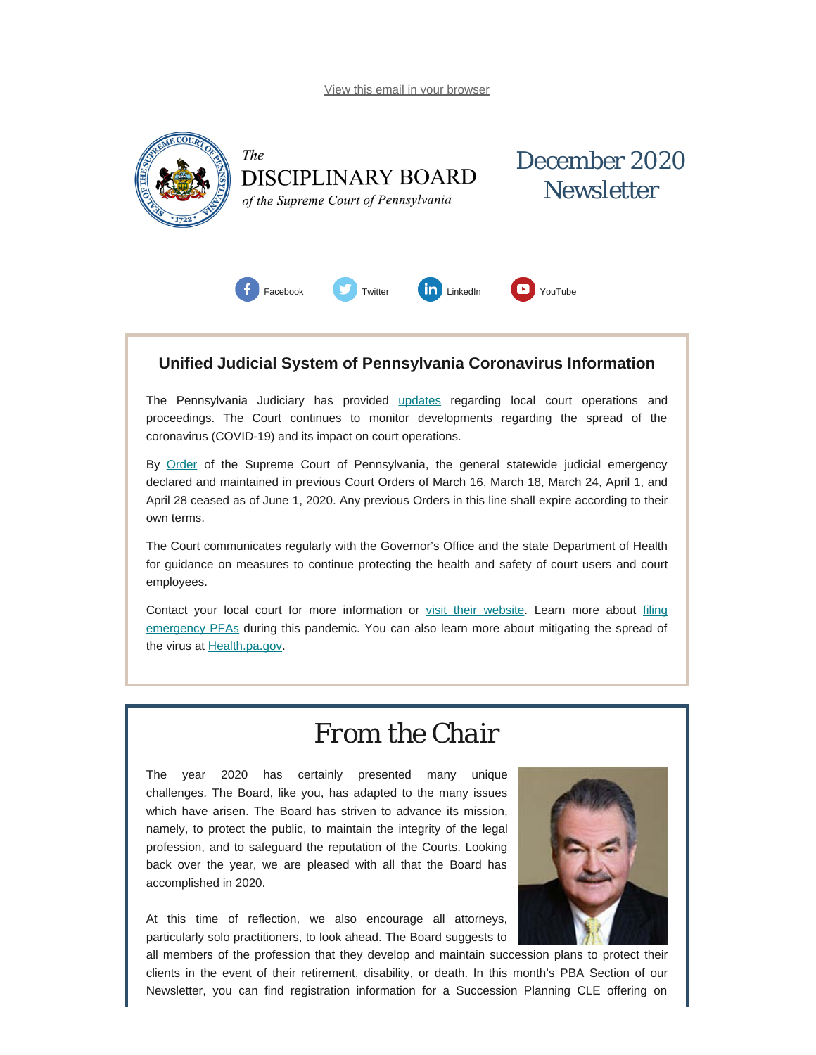View this email in your browser

*The*
DISCIPLINARY BOARD
*of the Supreme Court of Pennsylvania*

# December 2020 Newsletter

Facebook Twitter LinkedIn YouTube

### Unified Judicial System of Pennsylvania Coronavirus Information

The Pennsylvania Judiciary has provided updates regarding local court operations and proceedings. The Court continues to monitor developments regarding the spread of the coronavirus (COVID-19) and its impact on court operations.

By Order of the Supreme Court of Pennsylvania, the general statewide judicial emergency declared and maintained in previous Court Orders of March 16, March 18, March 24, April 1, and April 28 ceased as of June 1, 2020. Any previous Orders in this line shall expire according to their own terms.

The Court communicates regularly with the Governor's Office and the state Department of Health for guidance on measures to continue protecting the health and safety of court users and court employees.

Contact your local court for more information or visit their website. Learn more about filing emergency PFAs during this pandemic. You can also learn more about mitigating the spread of the virus at Health.pa.gov.

## From the Chair

The year 2020 has certainly presented many unique challenges. The Board, like you, has adapted to the many issues which have arisen. The Board has striven to advance its mission, namely, to protect the public, to maintain the integrity of the legal profession, and to safeguard the reputation of the Courts. Looking back over the year, we are pleased with all that the Board has accomplished in 2020.

At this time of reflection, we also encourage all attorneys, particularly solo practitioners, to look ahead. The Board suggests to all members of the profession that they develop and maintain succession plans to protect their clients in the event of their retirement, disability, or death. In this month's PBA Section of our Newsletter, you can find registration information for a Succession Planning CLE offering on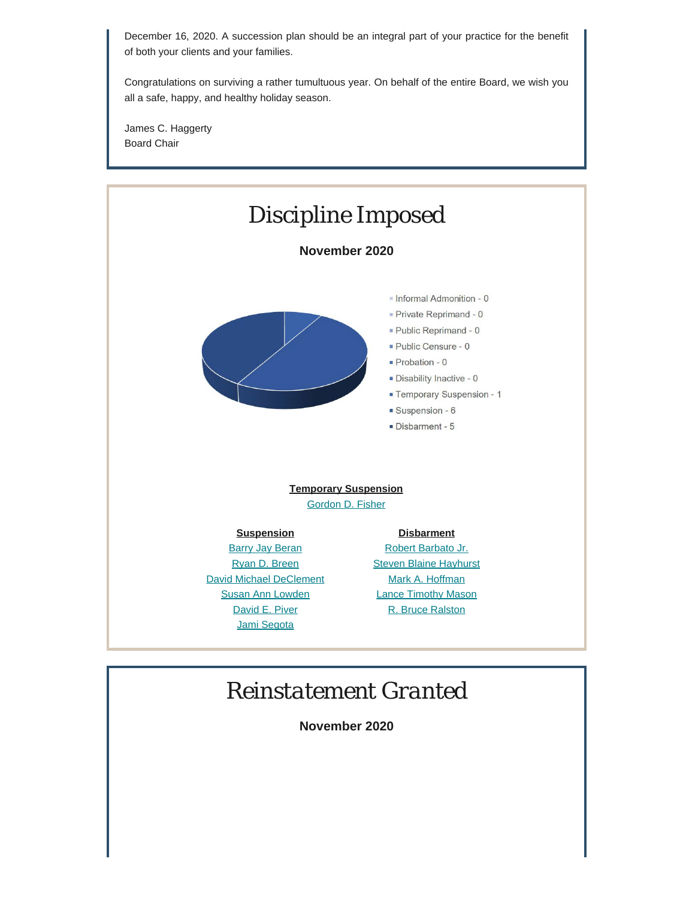December 16, 2020. A succession plan should be an integral part of your practice for the benefit of both your clients and your families.

Congratulations on surviving a rather tumultuous year. On behalf of the entire Board, we wish you all a safe, happy, and healthy holiday season.

James C. Haggerty
Board Chair

# Discipline Imposed

**November 2020**

- Informal Admonition - 0
- Private Reprimand - 0
- Public Reprimand - 0
- Public Censure - 0
- Probation - 0
- Disability Inactive - 0
- Temporary Suspension - 1
- Suspension - 6
- Disbarment - 5

**Temporary Suspension**

Gordon D. Fisher

**Suspension**

Barry Jay Beran
Ryan D. Breen
David Michael DeClement
Susan Ann Lowden
David E. Piver
Jami Segota

**Disbarment**

Robert Barbato Jr.
Steven Blaine Hayhurst
Mark A. Hoffman
Lance Timothy Mason
R. Bruce Ralston

# Reinstatement Granted

**November 2020**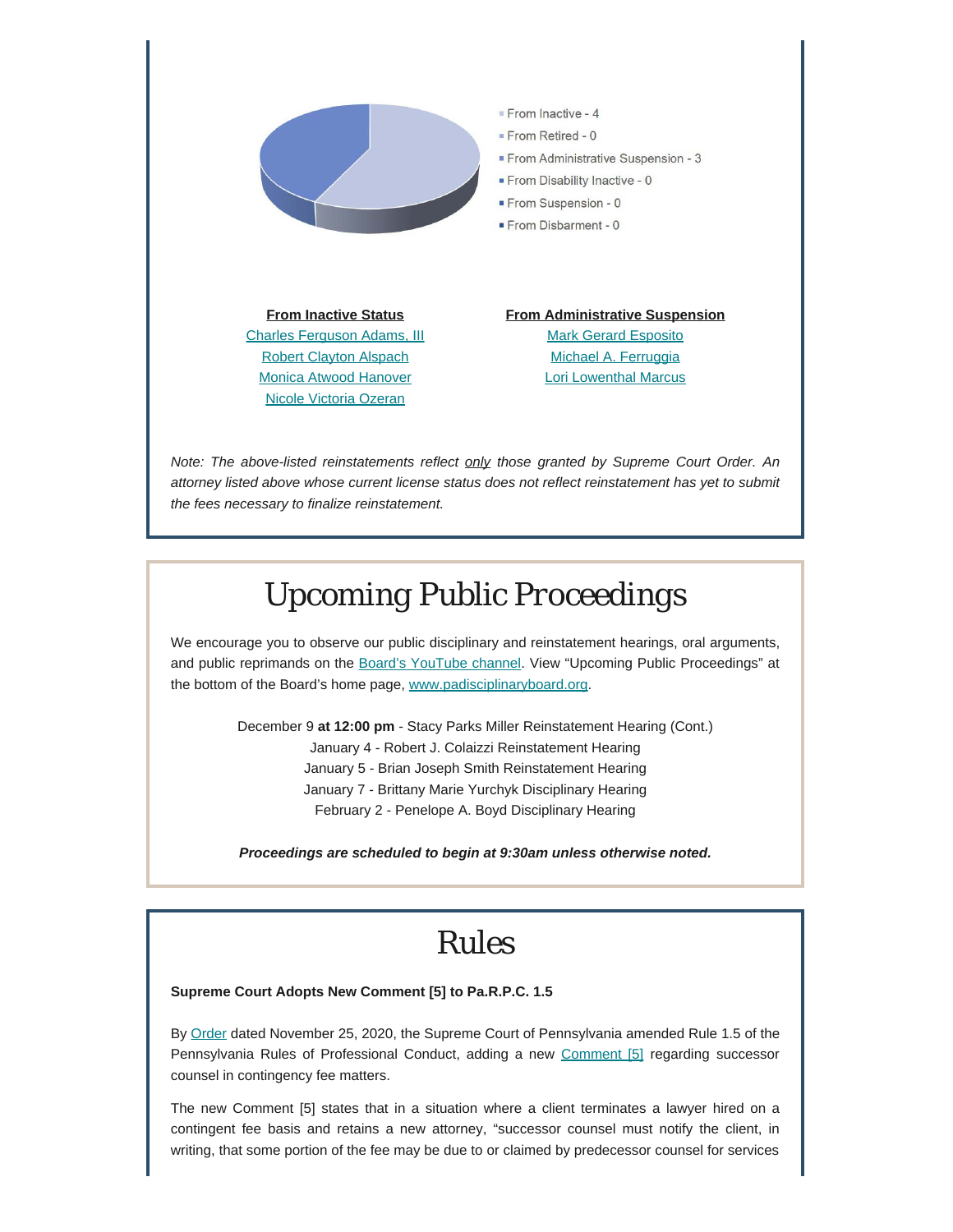- From Inactive - 4
- From Retired - 0
- From Administrative Suspension - 3
- From Disability Inactive - 0
- From Suspension - 0
- From Disbarment - 0

**From Inactive Status**

Charles Ferguson Adams, III
Robert Clayton Alspach
Monica Atwood Hanover
Nicole Victoria Ozeran

**From Administrative Suspension**

Mark Gerard Esposito
Michael A. Ferruggia
Lori Lowenthal Marcus

*Note: The above-listed reinstatements reflect only those granted by Supreme Court Order. An attorney listed above whose current license status does not reflect reinstatement has yet to submit the fees necessary to finalize reinstatement.*

# Upcoming Public Proceedings

We encourage you to observe our public disciplinary and reinstatement hearings, oral arguments, and public reprimands on the Board's YouTube channel. View "Upcoming Public Proceedings" at the bottom of the Board's home page, www.padisciplinaryboard.org.

December 9 **at 12:00 pm** - Stacy Parks Miller Reinstatement Hearing (Cont.)
January 4 - Robert J. Colaizzi Reinstatement Hearing
January 5 - Brian Joseph Smith Reinstatement Hearing
January 7 - Brittany Marie Yurchyk Disciplinary Hearing
February 2 - Penelope A. Boyd Disciplinary Hearing

***Proceedings are scheduled to begin at 9:30am unless otherwise noted.***

# Rules

**Supreme Court Adopts New Comment [5] to Pa.R.P.C. 1.5**

By Order dated November 25, 2020, the Supreme Court of Pennsylvania amended Rule 1.5 of the Pennsylvania Rules of Professional Conduct, adding a new Comment [5] regarding successor counsel in contingency fee matters.

The new Comment [5] states that in a situation where a client terminates a lawyer hired on a contingent fee basis and retains a new attorney, "successor counsel must notify the client, in writing, that some portion of the fee may be due to or claimed by predecessor counsel for services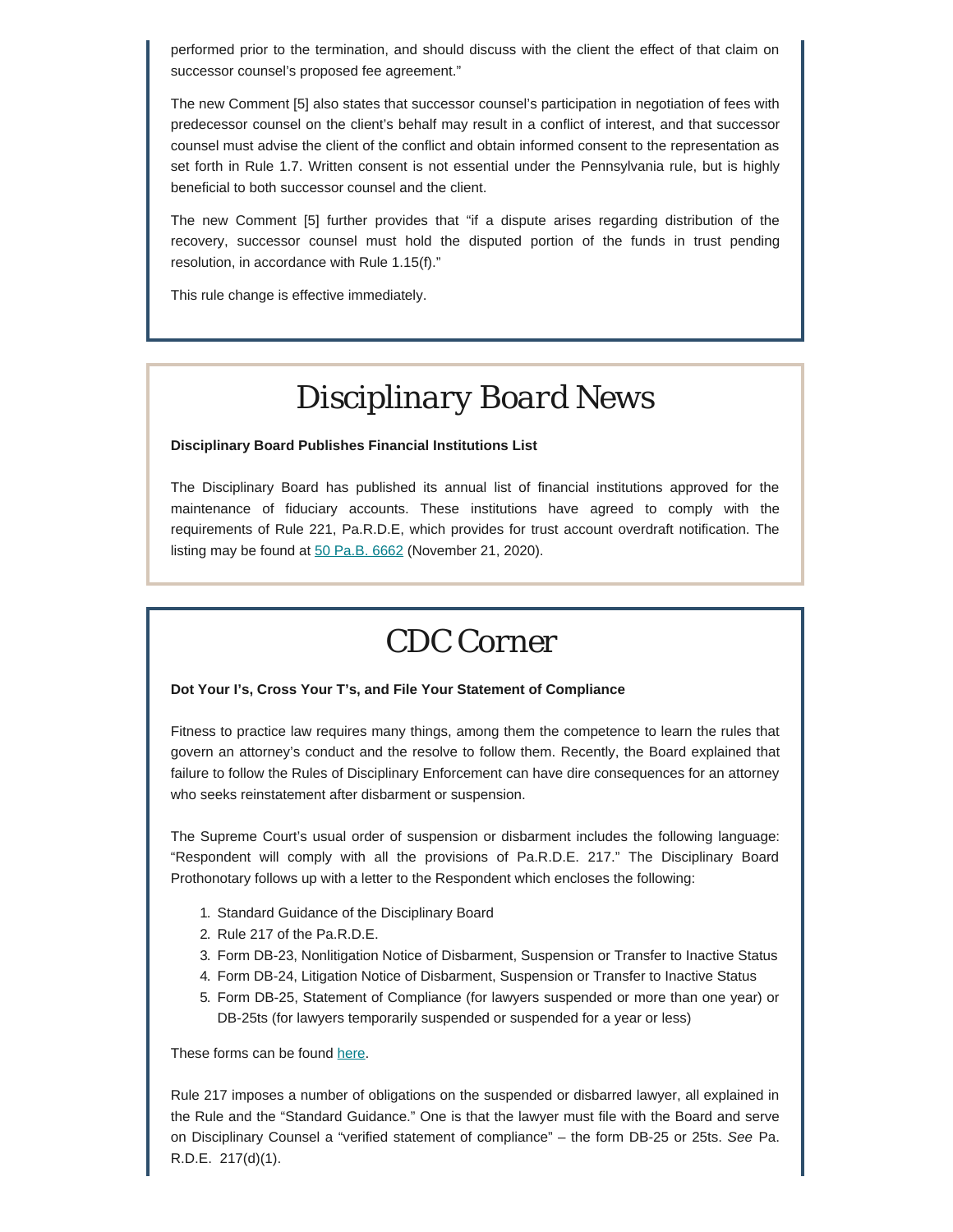performed prior to the termination, and should discuss with the client the effect of that claim on successor counsel's proposed fee agreement."

The new Comment [5] also states that successor counsel's participation in negotiation of fees with predecessor counsel on the client's behalf may result in a conflict of interest, and that successor counsel must advise the client of the conflict and obtain informed consent to the representation as set forth in Rule 1.7. Written consent is not essential under the Pennsylvania rule, but is highly beneficial to both successor counsel and the client.

The new Comment [5] further provides that "if a dispute arises regarding distribution of the recovery, successor counsel must hold the disputed portion of the funds in trust pending resolution, in accordance with Rule 1.15(f)."

This rule change is effective immediately.

# *Disciplinary Board News*

**Disciplinary Board Publishes Financial Institutions List**

The Disciplinary Board has published its annual list of financial institutions approved for the maintenance of fiduciary accounts. These institutions have agreed to comply with the requirements of Rule 221, Pa.R.D.E, which provides for trust account overdraft notification. The listing may be found at [50 Pa.B. 6662](#) (November 21, 2020).

# *CDC Corner*

**Dot Your I's, Cross Your T's, and File Your Statement of Compliance**

Fitness to practice law requires many things, among them the competence to learn the rules that govern an attorney's conduct and the resolve to follow them. Recently, the Board explained that failure to follow the Rules of Disciplinary Enforcement can have dire consequences for an attorney who seeks reinstatement after disbarment or suspension.

The Supreme Court's usual order of suspension or disbarment includes the following language: "Respondent will comply with all the provisions of Pa.R.D.E. 217." The Disciplinary Board Prothonotary follows up with a letter to the Respondent which encloses the following:

1. Standard Guidance of the Disciplinary Board
2. Rule 217 of the Pa.R.D.E.
3. Form DB-23, Nonlitigation Notice of Disbarment, Suspension or Transfer to Inactive Status
4. Form DB-24, Litigation Notice of Disbarment, Suspension or Transfer to Inactive Status
5. Form DB-25, Statement of Compliance (for lawyers suspended or more than one year) or DB-25ts (for lawyers temporarily suspended or suspended for a year or less)

These forms can be found [here](#).

Rule 217 imposes a number of obligations on the suspended or disbarred lawyer, all explained in the Rule and the "Standard Guidance." One is that the lawyer must file with the Board and serve on Disciplinary Counsel a "verified statement of compliance" – the form DB-25 or 25ts. *See* Pa. R.D.E. 217(d)(1).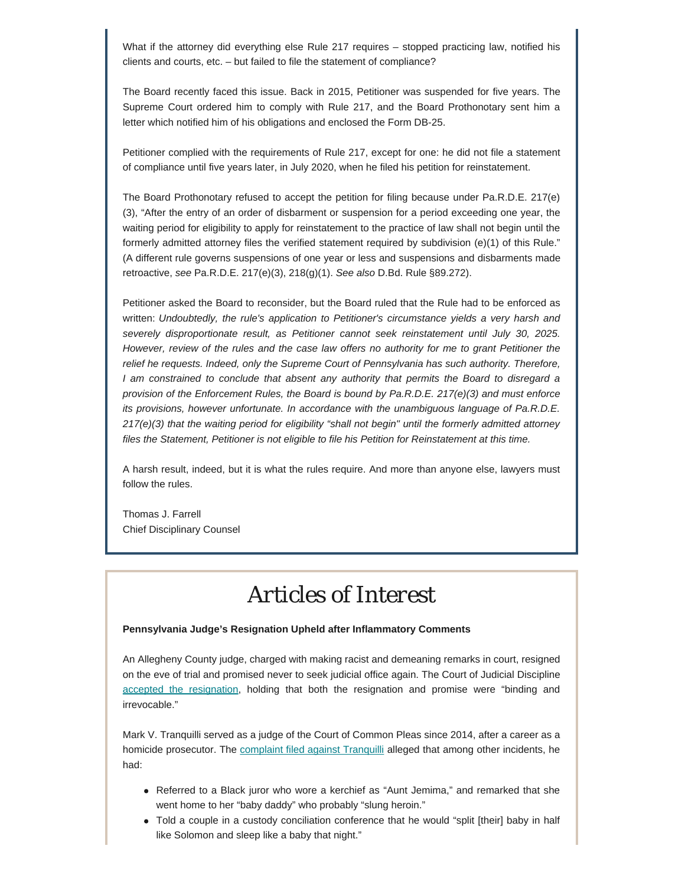What if the attorney did everything else Rule 217 requires – stopped practicing law, notified his clients and courts, etc. – but failed to file the statement of compliance?

The Board recently faced this issue. Back in 2015, Petitioner was suspended for five years. The Supreme Court ordered him to comply with Rule 217, and the Board Prothonotary sent him a letter which notified him of his obligations and enclosed the Form DB-25.

Petitioner complied with the requirements of Rule 217, except for one: he did not file a statement of compliance until five years later, in July 2020, when he filed his petition for reinstatement.

The Board Prothonotary refused to accept the petition for filing because under Pa.R.D.E. 217(e)(3), "After the entry of an order of disbarment or suspension for a period exceeding one year, the waiting period for eligibility to apply for reinstatement to the practice of law shall not begin until the formerly admitted attorney files the verified statement required by subdivision (e)(1) of this Rule." (A different rule governs suspensions of one year or less and suspensions and disbarments made retroactive, *see* Pa.R.D.E. 217(e)(3), 218(g)(1). *See also* D.Bd. Rule §89.272).

Petitioner asked the Board to reconsider, but the Board ruled that the Rule had to be enforced as written: *Undoubtedly, the rule's application to Petitioner's circumstance yields a very harsh and severely disproportionate result, as Petitioner cannot seek reinstatement until July 30, 2025. However, review of the rules and the case law offers no authority for me to grant Petitioner the relief he requests. Indeed, only the Supreme Court of Pennsylvania has such authority. Therefore, I am constrained to conclude that absent any authority that permits the Board to disregard a provision of the Enforcement Rules, the Board is bound by Pa.R.D.E. 217(e)(3) and must enforce its provisions, however unfortunate. In accordance with the unambiguous language of Pa.R.D.E. 217(e)(3) that the waiting period for eligibility "shall not begin" until the formerly admitted attorney files the Statement, Petitioner is not eligible to file his Petition for Reinstatement at this time.*

A harsh result, indeed, but it is what the rules require. And more than anyone else, lawyers must follow the rules.

Thomas J. Farrell
Chief Disciplinary Counsel

# Articles of Interest

**Pennsylvania Judge's Resignation Upheld after Inflammatory Comments**

An Allegheny County judge, charged with making racist and demeaning remarks in court, resigned on the eve of trial and promised never to seek judicial office again. The Court of Judicial Discipline accepted the resignation, holding that both the resignation and promise were "binding and irrevocable."

Mark V. Tranquilli served as a judge of the Court of Common Pleas since 2014, after a career as a homicide prosecutor. The complaint filed against Tranquilli alleged that among other incidents, he had:

- Referred to a Black juror who wore a kerchief as "Aunt Jemima," and remarked that she went home to her "baby daddy" who probably "slung heroin."
- Told a couple in a custody conciliation conference that he would "split [their] baby in half like Solomon and sleep like a baby that night."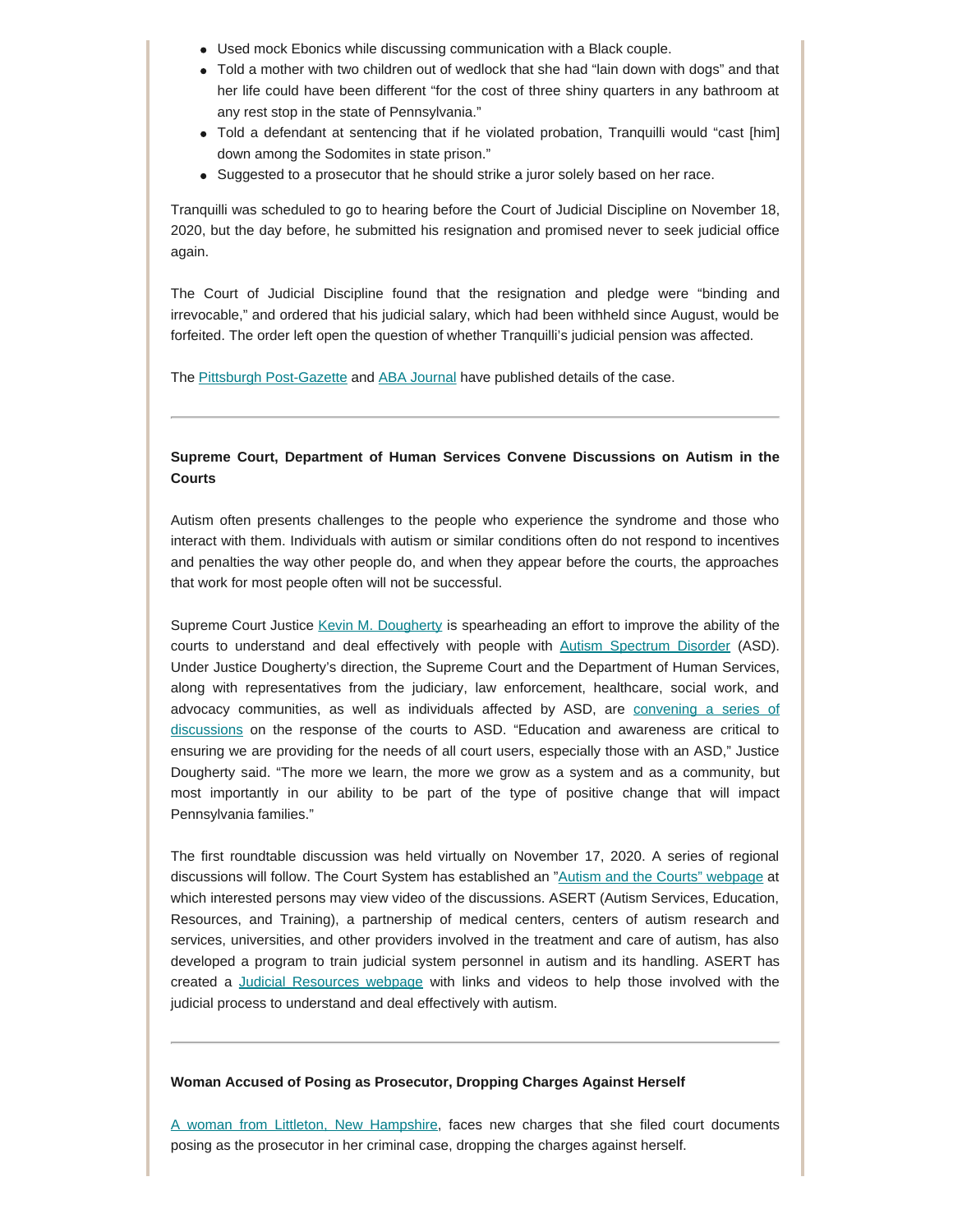- Used mock Ebonics while discussing communication with a Black couple.
- Told a mother with two children out of wedlock that she had "lain down with dogs" and that her life could have been different "for the cost of three shiny quarters in any bathroom at any rest stop in the state of Pennsylvania."
- Told a defendant at sentencing that if he violated probation, Tranquilli would "cast [him] down among the Sodomites in state prison."
- Suggested to a prosecutor that he should strike a juror solely based on her race.

Tranquilli was scheduled to go to hearing before the Court of Judicial Discipline on November 18, 2020, but the day before, he submitted his resignation and promised never to seek judicial office again.

The Court of Judicial Discipline found that the resignation and pledge were "binding and irrevocable," and ordered that his judicial salary, which had been withheld since August, would be forfeited. The order left open the question of whether Tranquilli's judicial pension was affected.

The Pittsburgh Post-Gazette and ABA Journal have published details of the case.

---

**Supreme Court, Department of Human Services Convene Discussions on Autism in the Courts**

Autism often presents challenges to the people who experience the syndrome and those who interact with them. Individuals with autism or similar conditions often do not respond to incentives and penalties the way other people do, and when they appear before the courts, the approaches that work for most people often will not be successful.

Supreme Court Justice Kevin M. Dougherty is spearheading an effort to improve the ability of the courts to understand and deal effectively with people with Autism Spectrum Disorder (ASD). Under Justice Dougherty's direction, the Supreme Court and the Department of Human Services, along with representatives from the judiciary, law enforcement, healthcare, social work, and advocacy communities, as well as individuals affected by ASD, are convening a series of discussions on the response of the courts to ASD. "Education and awareness are critical to ensuring we are providing for the needs of all court users, especially those with an ASD," Justice Dougherty said. "The more we learn, the more we grow as a system and as a community, but most importantly in our ability to be part of the type of positive change that will impact Pennsylvania families."

The first roundtable discussion was held virtually on November 17, 2020. A series of regional discussions will follow. The Court System has established an "Autism and the Courts" webpage at which interested persons may view video of the discussions. ASERT (Autism Services, Education, Resources, and Training), a partnership of medical centers, centers of autism research and services, universities, and other providers involved in the treatment and care of autism, has also developed a program to train judicial system personnel in autism and its handling. ASERT has created a Judicial Resources webpage with links and videos to help those involved with the judicial process to understand and deal effectively with autism.

---

**Woman Accused of Posing as Prosecutor, Dropping Charges Against Herself**

A woman from Littleton, New Hampshire, faces new charges that she filed court documents posing as the prosecutor in her criminal case, dropping the charges against herself.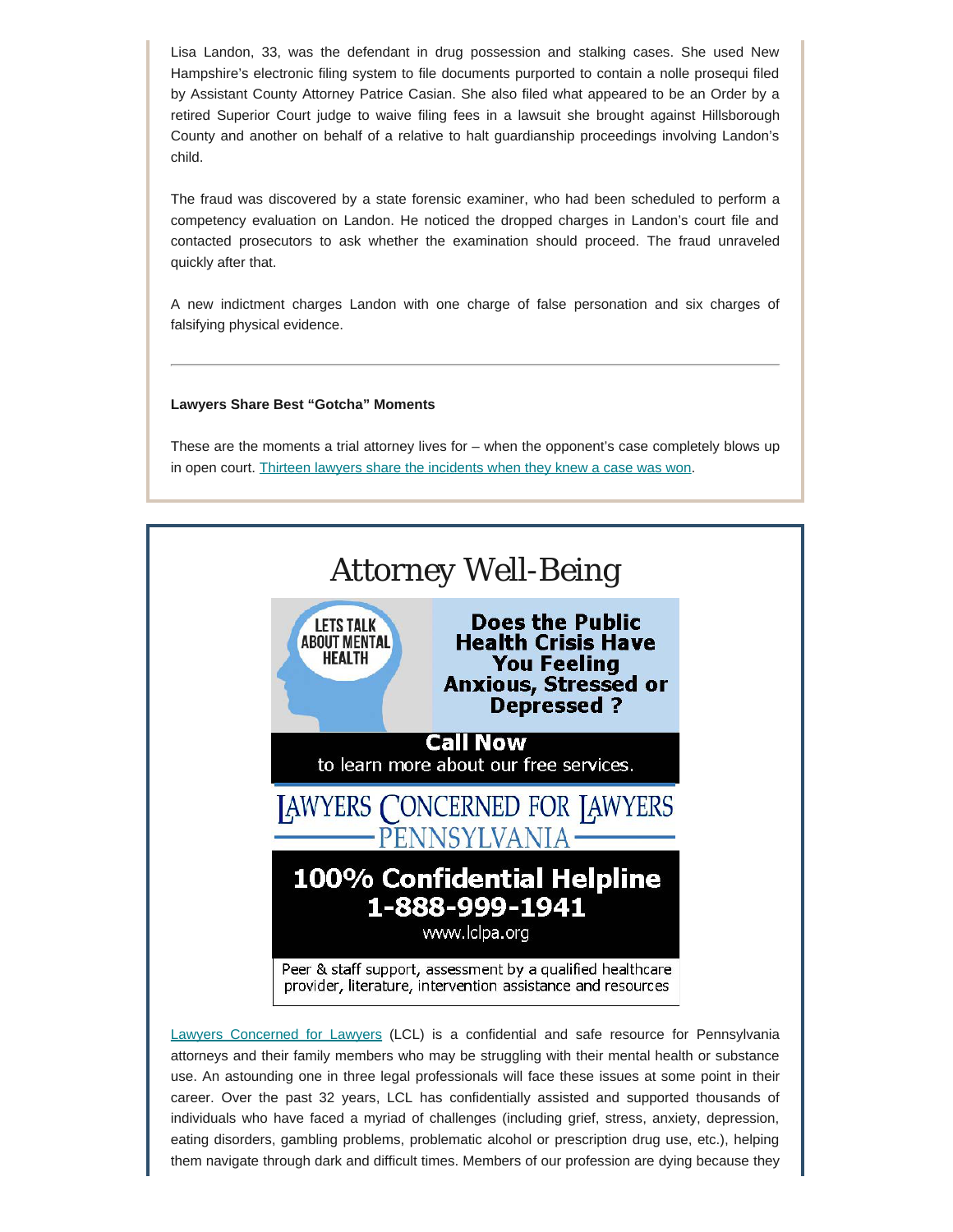Lisa Landon, 33, was the defendant in drug possession and stalking cases. She used New Hampshire's electronic filing system to file documents purported to contain a nolle prosequi filed by Assistant County Attorney Patrice Casian. She also filed what appeared to be an Order by a retired Superior Court judge to waive filing fees in a lawsuit she brought against Hillsborough County and another on behalf of a relative to halt guardianship proceedings involving Landon's child.

The fraud was discovered by a state forensic examiner, who had been scheduled to perform a competency evaluation on Landon. He noticed the dropped charges in Landon's court file and contacted prosecutors to ask whether the examination should proceed. The fraud unraveled quickly after that.

A new indictment charges Landon with one charge of false personation and six charges of falsifying physical evidence.

---

**Lawyers Share Best "Gotcha" Moments**

These are the moments a trial attorney lives for – when the opponent's case completely blows up in open court. Thirteen lawyers share the incidents when they knew a case was won.

# Attorney Well-Being

LETS TALK ABOUT MENTAL HEALTH

**Does the Public Health Crisis Have You Feeling Anxious, Stressed or Depressed ?**

**Call Now**
to learn more about our free services.

LAWYERS CONCERNED FOR LAWYERS
PENNSYLVANIA

**100% Confidential Helpline**
**1-888-999-1941**
www.lclpa.org

Peer & staff support, assessment by a qualified healthcare provider, literature, intervention assistance and resources

Lawyers Concerned for Lawyers (LCL) is a confidential and safe resource for Pennsylvania attorneys and their family members who may be struggling with their mental health or substance use. An astounding one in three legal professionals will face these issues at some point in their career. Over the past 32 years, LCL has confidentially assisted and supported thousands of individuals who have faced a myriad of challenges (including grief, stress, anxiety, depression, eating disorders, gambling problems, problematic alcohol or prescription drug use, etc.), helping them navigate through dark and difficult times. Members of our profession are dying because they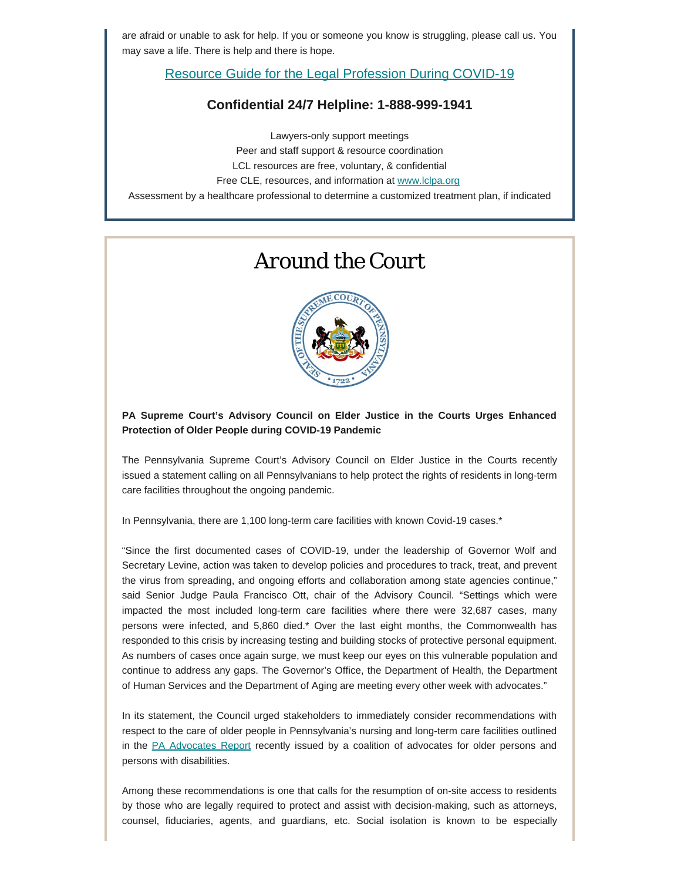are afraid or unable to ask for help. If you or someone you know is struggling, please call us. You may save a life. There is help and there is hope.

[Resource Guide for the Legal Profession During COVID-19]

**Confidential 24/7 Helpline: 1-888-999-1941**

Lawyers-only support meetings
Peer and staff support & resource coordination
LCL resources are free, voluntary, & confidential
Free CLE, resources, and information at www.lclpa.org
Assessment by a healthcare professional to determine a customized treatment plan, if indicated

# Around the Court

**PA Supreme Court's Advisory Council on Elder Justice in the Courts Urges Enhanced Protection of Older People during COVID-19 Pandemic**

The Pennsylvania Supreme Court's Advisory Council on Elder Justice in the Courts recently issued a statement calling on all Pennsylvanians to help protect the rights of residents in long-term care facilities throughout the ongoing pandemic.

In Pennsylvania, there are 1,100 long-term care facilities with known Covid-19 cases.*

"Since the first documented cases of COVID-19, under the leadership of Governor Wolf and Secretary Levine, action was taken to develop policies and procedures to track, treat, and prevent the virus from spreading, and ongoing efforts and collaboration among state agencies continue," said Senior Judge Paula Francisco Ott, chair of the Advisory Council. "Settings which were impacted the most included long-term care facilities where there were 32,687 cases, many persons were infected, and 5,860 died.* Over the last eight months, the Commonwealth has responded to this crisis by increasing testing and building stocks of protective personal equipment. As numbers of cases once again surge, we must keep our eyes on this vulnerable population and continue to address any gaps. The Governor's Office, the Department of Health, the Department of Human Services and the Department of Aging are meeting every other week with advocates."

In its statement, the Council urged stakeholders to immediately consider recommendations with respect to the care of older people in Pennsylvania's nursing and long-term care facilities outlined in the PA Advocates Report recently issued by a coalition of advocates for older persons and persons with disabilities.

Among these recommendations is one that calls for the resumption of on-site access to residents by those who are legally required to protect and assist with decision-making, such as attorneys, counsel, fiduciaries, agents, and guardians, etc. Social isolation is known to be especially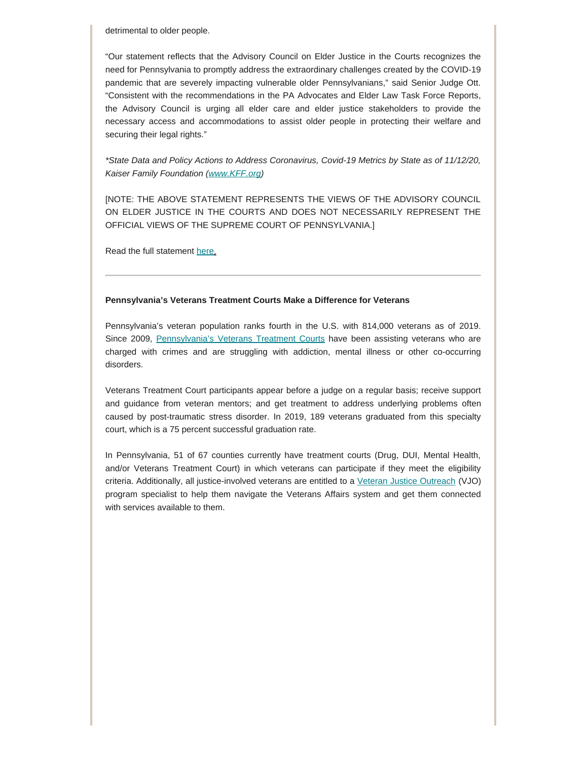detrimental to older people.

"Our statement reflects that the Advisory Council on Elder Justice in the Courts recognizes the need for Pennsylvania to promptly address the extraordinary challenges created by the COVID-19 pandemic that are severely impacting vulnerable older Pennsylvanians," said Senior Judge Ott. "Consistent with the recommendations in the PA Advocates and Elder Law Task Force Reports, the Advisory Council is urging all elder care and elder justice stakeholders to provide the necessary access and accommodations to assist older people in protecting their welfare and securing their legal rights."

**State Data and Policy Actions to Address Coronavirus, Covid-19 Metrics by State as of 11/12/20, Kaiser Family Foundation ([www.KFF.org](www.KFF.org))*

[NOTE: THE ABOVE STATEMENT REPRESENTS THE VIEWS OF THE ADVISORY COUNCIL ON ELDER JUSTICE IN THE COURTS AND DOES NOT NECESSARILY REPRESENT THE OFFICIAL VIEWS OF THE SUPREME COURT OF PENNSYLVANIA.]

Read the full statement here.

---

**Pennsylvania's Veterans Treatment Courts Make a Difference for Veterans**

Pennsylvania's veteran population ranks fourth in the U.S. with 814,000 veterans as of 2019. Since 2009, Pennsylvania's Veterans Treatment Courts have been assisting veterans who are charged with crimes and are struggling with addiction, mental illness or other co-occurring disorders.

Veterans Treatment Court participants appear before a judge on a regular basis; receive support and guidance from veteran mentors; and get treatment to address underlying problems often caused by post-traumatic stress disorder. In 2019, 189 veterans graduated from this specialty court, which is a 75 percent successful graduation rate.

In Pennsylvania, 51 of 67 counties currently have treatment courts (Drug, DUI, Mental Health, and/or Veterans Treatment Court) in which veterans can participate if they meet the eligibility criteria. Additionally, all justice-involved veterans are entitled to a Veteran Justice Outreach (VJO) program specialist to help them navigate the Veterans Affairs system and get them connected with services available to them.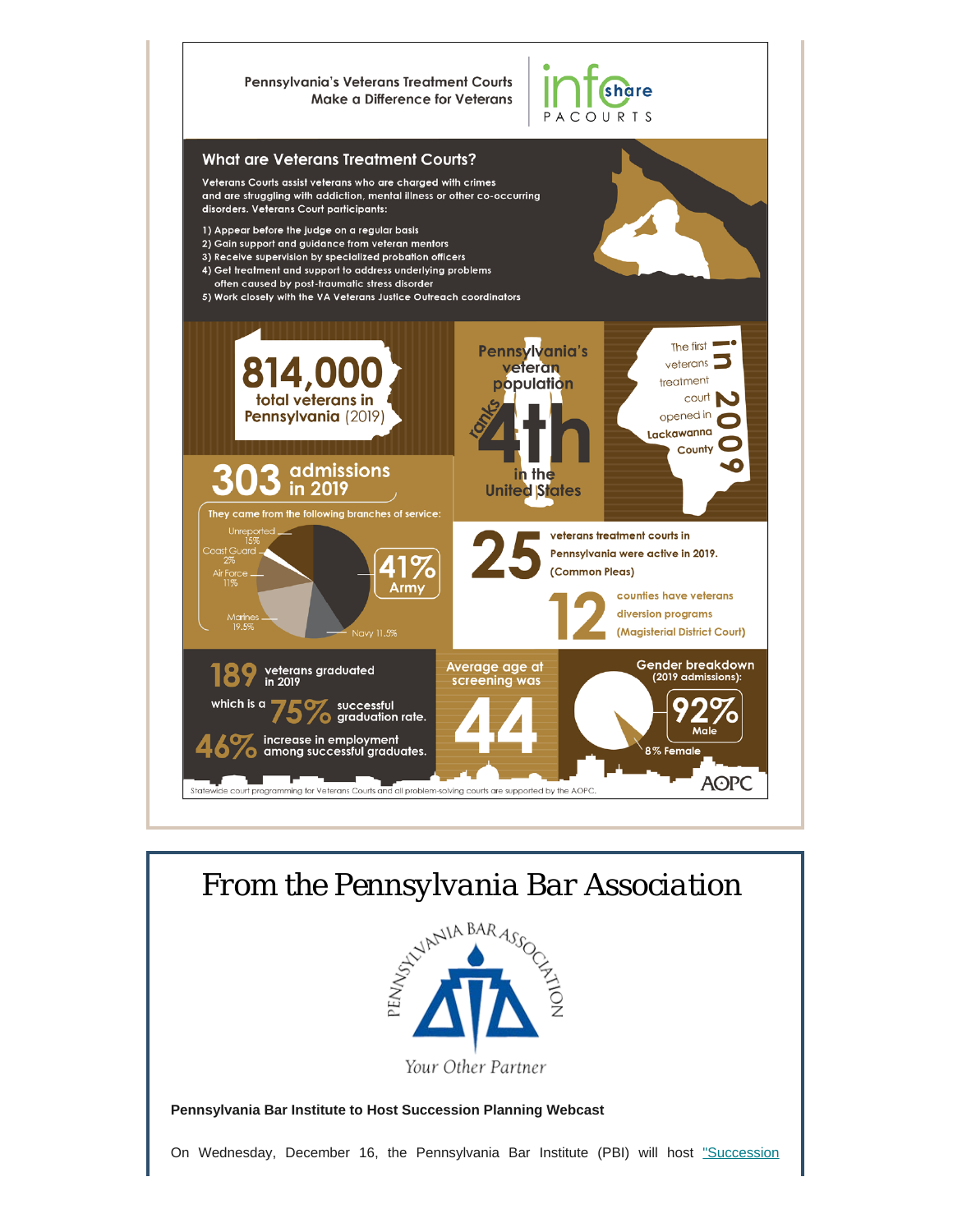Pennsylvania's Veterans Treatment Courts Make a Difference for Veterans

infoshare PACOURTS

## What are Veterans Treatment Courts?

Veterans Courts assist veterans who are charged with crimes and are struggling with addiction, mental illness or other co-occurring disorders. Veterans Court participants:

1) Appear before the judge on a regular basis
2) Gain support and guidance from veteran mentors
3) Receive supervision by specialized probation officers
4) Get treatment and support to address underlying problems often caused by post-traumatic stress disorder
5) Work closely with the VA Veterans Justice Outreach coordinators

**814,000** total veterans in Pennsylvania (2019)

Pennsylvania's veteran population ranks **4th** in the United States

The first veterans treatment court opened in Lackawanna County **in 2009**

**303** admissions in 2019

They came from the following branches of service:

- Army 41%
- Navy 11.5%
- Marines 19.5%
- Air Force 11%
- Coast Guard 2%
- Unreported 15%

**25** veterans treatment courts in Pennsylvania were active in 2019. (Common Pleas)

**12** counties have veterans diversion programs (Magisterial District Court)

**189** veterans graduated in 2019 which is a **75%** successful graduation rate.

**46%** increase in employment among successful graduates.

Average age at screening was **44**

Gender breakdown (2019 admissions):

- 92% Male
- 8% Female

AOPC

Statewide court programming for Veterans Courts and all problem-solving courts are supported by the AOPC.

# From the Pennsylvania Bar Association

PENNSYLVANIA BAR ASSOCIATION

*Your Other Partner*

**Pennsylvania Bar Institute to Host Succession Planning Webcast**

On Wednesday, December 16, the Pennsylvania Bar Institute (PBI) will host "Succession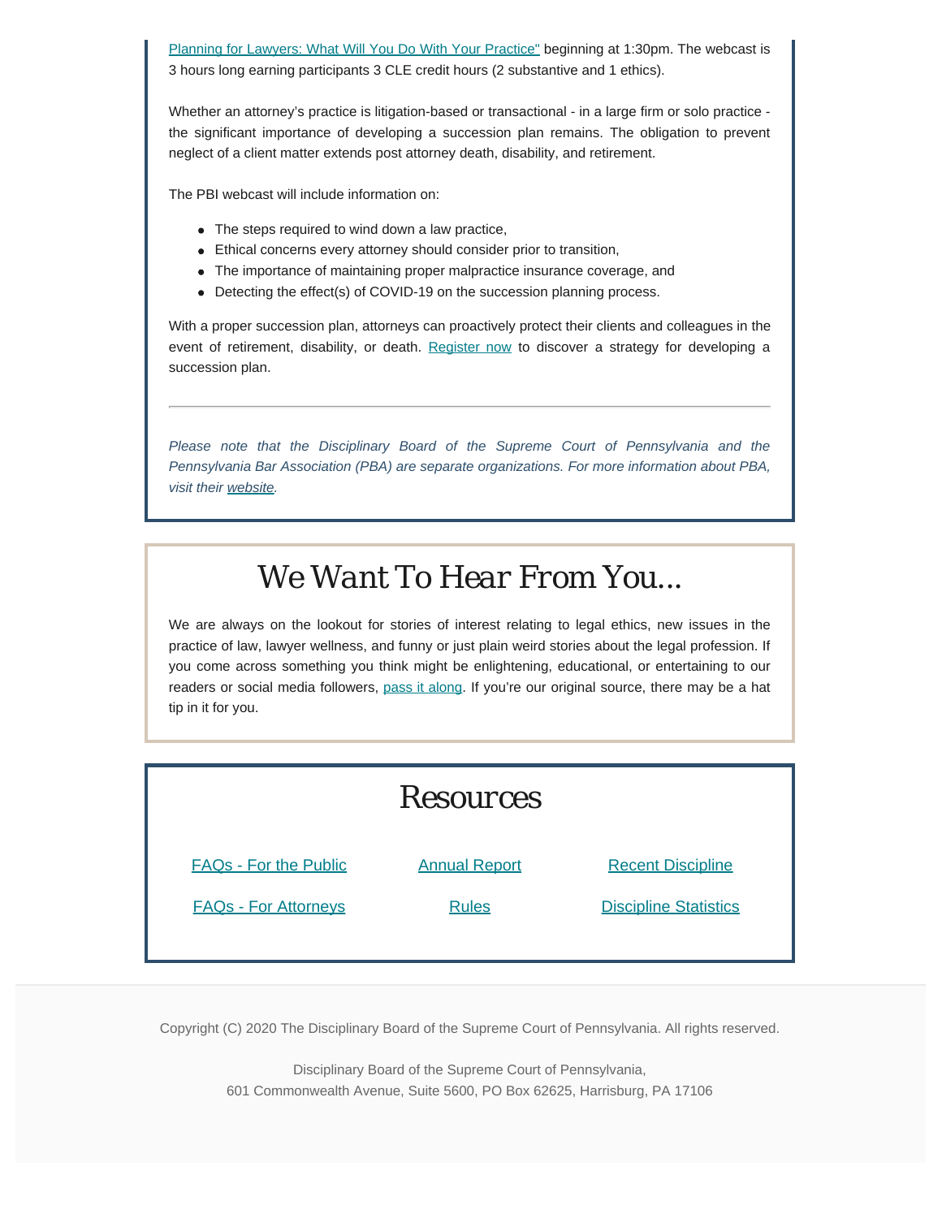Planning for Lawyers: What Will You Do With Your Practice" beginning at 1:30pm. The webcast is 3 hours long earning participants 3 CLE credit hours (2 substantive and 1 ethics).

Whether an attorney's practice is litigation-based or transactional - in a large firm or solo practice - the significant importance of developing a succession plan remains. The obligation to prevent neglect of a client matter extends post attorney death, disability, and retirement.

The PBI webcast will include information on:

- The steps required to wind down a law practice,
- Ethical concerns every attorney should consider prior to transition,
- The importance of maintaining proper malpractice insurance coverage, and
- Detecting the effect(s) of COVID-19 on the succession planning process.

With a proper succession plan, attorneys can proactively protect their clients and colleagues in the event of retirement, disability, or death. Register now to discover a strategy for developing a succession plan.

---

*Please note that the Disciplinary Board of the Supreme Court of Pennsylvania and the Pennsylvania Bar Association (PBA) are separate organizations. For more information about PBA, visit their website.*

# We Want To Hear From You...

We are always on the lookout for stories of interest relating to legal ethics, new issues in the practice of law, lawyer wellness, and funny or just plain weird stories about the legal profession. If you come across something you think might be enlightening, educational, or entertaining to our readers or social media followers, pass it along. If you're our original source, there may be a hat tip in it for you.

# Resources

FAQs - For the Public

Annual Report

Recent Discipline

FAQs - For Attorneys

Rules

Discipline Statistics

Copyright (C) 2020 The Disciplinary Board of the Supreme Court of Pennsylvania. All rights reserved.

Disciplinary Board of the Supreme Court of Pennsylvania,
601 Commonwealth Avenue, Suite 5600, PO Box 62625, Harrisburg, PA 17106